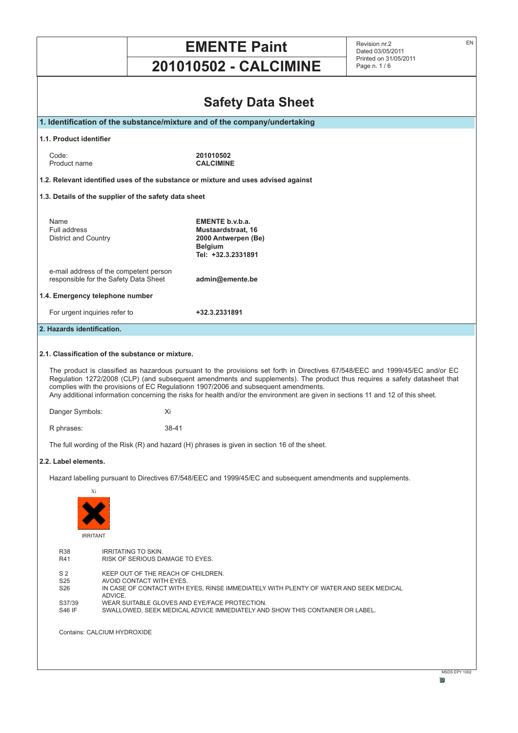# EMENTE Paint

# 201010502 - CALCIMINE

Revision nr.2
Dated 03/05/2011
Printed on 31/05/2011

## Safety Data Sheet

### 1. Identification of the substance/mixture and of the company/undertaking

**1.1. Product identifier**

| | |
|---|---|
| Code: | **201010502** |
| Product name | **CALCIMINE** |

**1.2. Relevant identified uses of the substance or mixture and uses advised against**

**1.3. Details of the supplier of the safety data sheet**

| | |
|---|---|
| Name | **EMENTE b.v.b.a.** |
| Full address | **Mustaardstraat, 16** |
| District and Country | **2000 Antwerpen (Be)** |
| | **Belgium** |
| | **Tel: +32.3.2331891** |
| e-mail address of the competent person responsible for the Safety Data Sheet | **admin@emente.be** |

**1.4. Emergency telephone number**

| | |
|---|---|
| For urgent inquiries refer to | **+32.3.2331891** |

### 2. Hazards identification.

**2.1. Classification of the substance or mixture.**

The product is classified as hazardous pursuant to the provisions set forth in Directives 67/548/EEC and 1999/45/EC and/or EC Regulation 1272/2008 (CLP) (and subsequent amendments and supplements). The product thus requires a safety datasheet that complies with the provisions of EC Regulationn 1907/2006 and subsequent amendments.
Any additional information concerning the risks for health and/or the environment are given in sections 11 and 12 of this sheet.

Danger Symbols: Xi

R phrases: 38-41

The full wording of the Risk (R) and hazard (H) phrases is given in section 16 of the sheet.

**2.2. Label elements.**

Hazard labelling pursuant to Directives 67/548/EEC and 1999/45/EC and subsequent amendments and supplements.

Xi

IRRITANT

| | |
|---|---|
| R38 | IRRITATING TO SKIN. |
| R41 | RISK OF SERIOUS DAMAGE TO EYES. |

| | |
|---|---|
| S 2 | KEEP OUT OF THE REACH OF CHILDREN. |
| S25 | AVOID CONTACT WITH EYES. |
| S26 | IN CASE OF CONTACT WITH EYES, RINSE IMMEDIATELY WITH PLENTY OF WATER AND SEEK MEDICAL ADVICE. |
| S37/39 | WEAR SUITABLE GLOVES AND EYE/FACE PROTECTION. |
| S46 IF | SWALLOWED, SEEK MEDICAL ADVICE IMMEDIATELY AND SHOW THIS CONTAINER OR LABEL. |

Contains: CALCIUM HYDROXIDE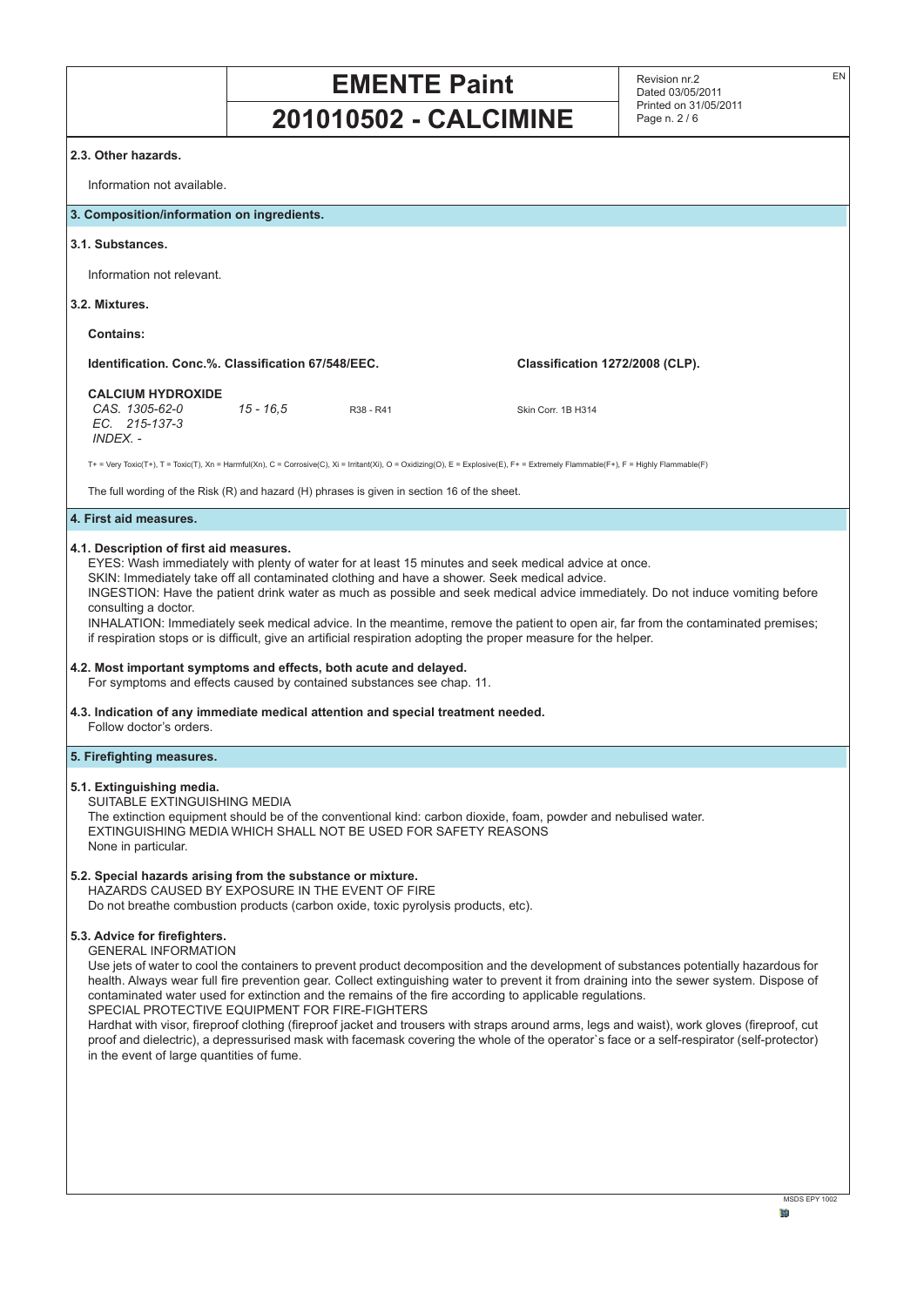### 2.3. Other hazards.

Information not available.

## 3. Composition/information on ingredients.

### 3.1. Substances.

Information not relevant.

### 3.2. Mixtures.

**Contains:**

| Identification. | Conc.%. | Classification 67/548/EEC. | Classification 1272/2008 (CLP). |
|---|---|---|---|
| **CALCIUM HYDROXIDE**<br>*CAS. 1305-62-0*<br>*EC. 215-137-3*<br>*INDEX. -* | *15 - 16,5* | R38 - R41 | Skin Corr. 1B H314 |

T+ = Very Toxic(T+), T = Toxic(T), Xn = Harmful(Xn), C = Corrosive(C), Xi = Irritant(Xi), O = Oxidizing(O), E = Explosive(E), F+ = Extremely Flammable(F+), F = Highly Flammable(F)

The full wording of the Risk (R) and hazard (H) phrases is given in section 16 of the sheet.

## 4. First aid measures.

### 4.1. Description of first aid measures.

EYES: Wash immediately with plenty of water for at least 15 minutes and seek medical advice at once.
SKIN: Immediately take off all contaminated clothing and have a shower. Seek medical advice.
INGESTION: Have the patient drink water as much as possible and seek medical advice immediately. Do not induce vomiting before consulting a doctor.
INHALATION: Immediately seek medical advice. In the meantime, remove the patient to open air, far from the contaminated premises; if respiration stops or is difficult, give an artificial respiration adopting the proper measure for the helper.

### 4.2. Most important symptoms and effects, both acute and delayed.

For symptoms and effects caused by contained substances see chap. 11.

### 4.3. Indication of any immediate medical attention and special treatment needed.

Follow doctor's orders.

## 5. Firefighting measures.

### 5.1. Extinguishing media.

SUITABLE EXTINGUISHING MEDIA
The extinction equipment should be of the conventional kind: carbon dioxide, foam, powder and nebulised water.
EXTINGUISHING MEDIA WHICH SHALL NOT BE USED FOR SAFETY REASONS
None in particular.

### 5.2. Special hazards arising from the substance or mixture.

HAZARDS CAUSED BY EXPOSURE IN THE EVENT OF FIRE
Do not breathe combustion products (carbon oxide, toxic pyrolysis products, etc).

### 5.3. Advice for firefighters.

GENERAL INFORMATION
Use jets of water to cool the containers to prevent product decomposition and the development of substances potentially hazardous for health. Always wear full fire prevention gear. Collect extinguishing water to prevent it from draining into the sewer system. Dispose of contaminated water used for extinction and the remains of the fire according to applicable regulations.
SPECIAL PROTECTIVE EQUIPMENT FOR FIRE-FIGHTERS
Hardhat with visor, fireproof clothing (fireproof jacket and trousers with straps around arms, legs and waist), work gloves (fireproof, cut proof and dielectric), a depressurised mask with facemask covering the whole of the operator`s face or a self-respirator (self-protector) in the event of large quantities of fume.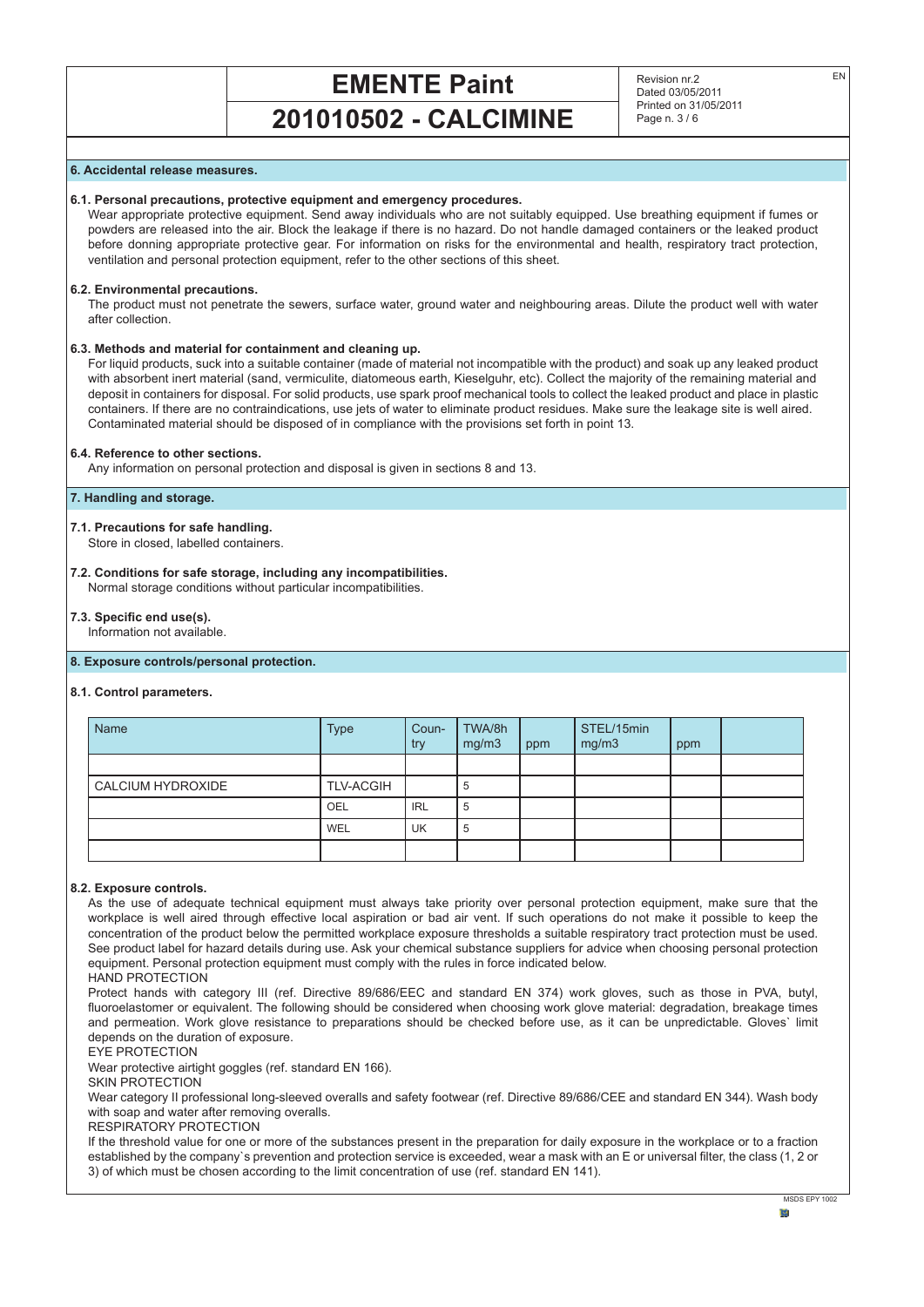## 6. Accidental release measures.

### 6.1. Personal precautions, protective equipment and emergency procedures.

Wear appropriate protective equipment. Send away individuals who are not suitably equipped. Use breathing equipment if fumes or powders are released into the air. Block the leakage if there is no hazard. Do not handle damaged containers or the leaked product before donning appropriate protective gear. For information on risks for the environmental and health, respiratory tract protection, ventilation and personal protection equipment, refer to the other sections of this sheet.

### 6.2. Environmental precautions.

The product must not penetrate the sewers, surface water, ground water and neighbouring areas. Dilute the product well with water after collection.

### 6.3. Methods and material for containment and cleaning up.

For liquid products, suck into a suitable container (made of material not incompatible with the product) and soak up any leaked product with absorbent inert material (sand, vermiculite, diatomeous earth, Kieselguhr, etc). Collect the majority of the remaining material and deposit in containers for disposal. For solid products, use spark proof mechanical tools to collect the leaked product and place in plastic containers. If there are no contraindications, use jets of water to eliminate product residues. Make sure the leakage site is well aired. Contaminated material should be disposed of in compliance with the provisions set forth in point 13.

### 6.4. Reference to other sections.

Any information on personal protection and disposal is given in sections 8 and 13.

## 7. Handling and storage.

### 7.1. Precautions for safe handling.

Store in closed, labelled containers.

### 7.2. Conditions for safe storage, including any incompatibilities.

Normal storage conditions without particular incompatibilities.

### 7.3. Specific end use(s).

Information not available.

## 8. Exposure controls/personal protection.

### 8.1. Control parameters.

| Name | Type | Coun-try | TWA/8h mg/m3 | ppm | STEL/15min mg/m3 | ppm | |
|---|---|---|---|---|---|---|---|
| | | | | | | | |
| CALCIUM HYDROXIDE | TLV-ACGIH | | 5 | | | | |
| | OEL | IRL | 5 | | | | |
| | WEL | UK | 5 | | | | |
| | | | | | | | |

### 8.2. Exposure controls.

As the use of adequate technical equipment must always take priority over personal protection equipment, make sure that the workplace is well aired through effective local aspiration or bad air vent. If such operations do not make it possible to keep the concentration of the product below the permitted workplace exposure thresholds a suitable respiratory tract protection must be used. See product label for hazard details during use. Ask your chemical substance suppliers for advice when choosing personal protection equipment. Personal protection equipment must comply with the rules in force indicated below.

HAND PROTECTION

Protect hands with category III (ref. Directive 89/686/EEC and standard EN 374) work gloves, such as those in PVA, butyl, fluoroelastomer or equivalent. The following should be considered when choosing work glove material: degradation, breakage times and permeation. Work glove resistance to preparations should be checked before use, as it can be unpredictable. Gloves` limit depends on the duration of exposure.

EYE PROTECTION

Wear protective airtight goggles (ref. standard EN 166).

SKIN PROTECTION

Wear category II professional long-sleeved overalls and safety footwear (ref. Directive 89/686/CEE and standard EN 344). Wash body with soap and water after removing overalls.

RESPIRATORY PROTECTION

If the threshold value for one or more of the substances present in the preparation for daily exposure in the workplace or to a fraction established by the company`s prevention and protection service is exceeded, wear a mask with an E or universal filter, the class (1, 2 or 3) of which must be chosen according to the limit concentration of use (ref. standard EN 141).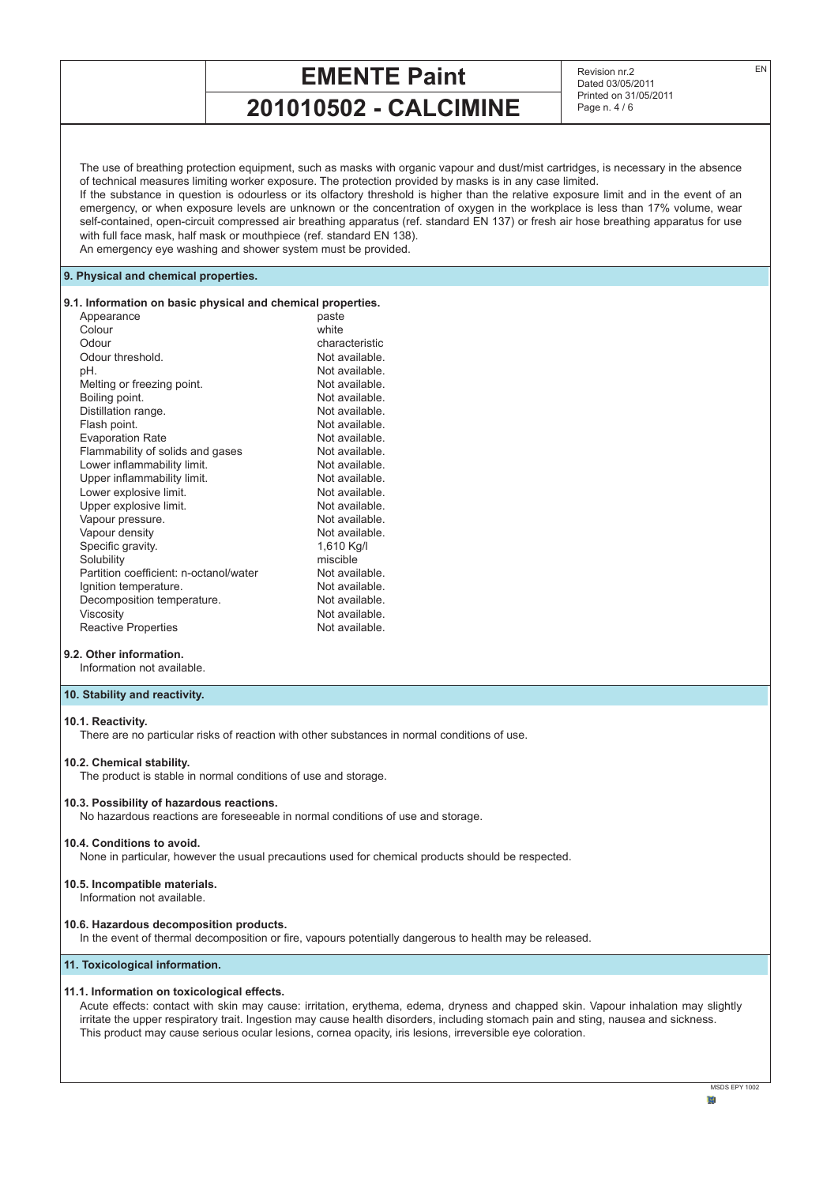The use of breathing protection equipment, such as masks with organic vapour and dust/mist cartridges, is necessary in the absence of technical measures limiting worker exposure. The protection provided by masks is in any case limited.
If the substance in question is odourless or its olfactory threshold is higher than the relative exposure limit and in the event of an emergency, or when exposure levels are unknown or the concentration of oxygen in the workplace is less than 17% volume, wear self-contained, open-circuit compressed air breathing apparatus (ref. standard EN 137) or fresh air hose breathing apparatus for use with full face mask, half mask or mouthpiece (ref. standard EN 138).
An emergency eye washing and shower system must be provided.

## 9. Physical and chemical properties.

### 9.1. Information on basic physical and chemical properties.

| Property | Value |
| --- | --- |
| Appearance | paste |
| Colour | white |
| Odour | characteristic |
| Odour threshold. | Not available. |
| pH. | Not available. |
| Melting or freezing point. | Not available. |
| Boiling point. | Not available. |
| Distillation range. | Not available. |
| Flash point. | Not available. |
| Evaporation Rate | Not available. |
| Flammability of solids and gases | Not available. |
| Lower inflammability limit. | Not available. |
| Upper inflammability limit. | Not available. |
| Lower explosive limit. | Not available. |
| Upper explosive limit. | Not available. |
| Vapour pressure. | Not available. |
| Vapour density | Not available. |
| Specific gravity. | 1,610 Kg/l |
| Solubility | miscible |
| Partition coefficient: n-octanol/water | Not available. |
| Ignition temperature. | Not available. |
| Decomposition temperature. | Not available. |
| Viscosity | Not available. |
| Reactive Properties | Not available. |

### 9.2. Other information.

Information not available.

## 10. Stability and reactivity.

### 10.1. Reactivity.

There are no particular risks of reaction with other substances in normal conditions of use.

### 10.2. Chemical stability.

The product is stable in normal conditions of use and storage.

### 10.3. Possibility of hazardous reactions.

No hazardous reactions are foreseeable in normal conditions of use and storage.

### 10.4. Conditions to avoid.

None in particular, however the usual precautions used for chemical products should be respected.

### 10.5. Incompatible materials.

Information not available.

### 10.6. Hazardous decomposition products.

In the event of thermal decomposition or fire, vapours potentially dangerous to health may be released.

## 11. Toxicological information.

### 11.1. Information on toxicological effects.

Acute effects: contact with skin may cause: irritation, erythema, edema, dryness and chapped skin. Vapour inhalation may slightly irritate the upper respiratory trait. Ingestion may cause health disorders, including stomach pain and sting, nausea and sickness.
This product may cause serious ocular lesions, cornea opacity, iris lesions, irreversible eye coloration.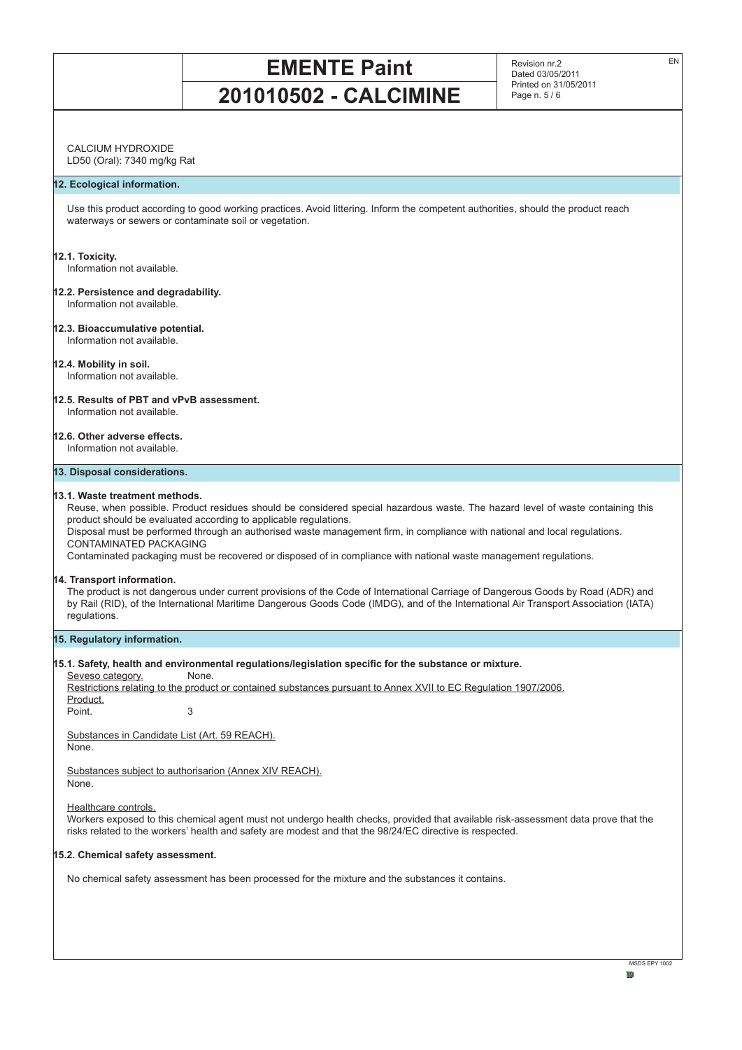CALCIUM HYDROXIDE
LD50 (Oral): 7340 mg/kg Rat

## 12. Ecological information.

Use this product according to good working practices. Avoid littering. Inform the competent authorities, should the product reach waterways or sewers or contaminate soil or vegetation.

### 12.1. Toxicity.

Information not available.

### 12.2. Persistence and degradability.

Information not available.

### 12.3. Bioaccumulative potential.

Information not available.

### 12.4. Mobility in soil.

Information not available.

### 12.5. Results of PBT and vPvB assessment.

Information not available.

### 12.6. Other adverse effects.

Information not available.

## 13. Disposal considerations.

### 13.1. Waste treatment methods.

Reuse, when possible. Product residues should be considered special hazardous waste. The hazard level of waste containing this product should be evaluated according to applicable regulations.
Disposal must be performed through an authorised waste management firm, in compliance with national and local regulations.
CONTAMINATED PACKAGING
Contaminated packaging must be recovered or disposed of in compliance with national waste management regulations.

## 14. Transport information.

The product is not dangerous under current provisions of the Code of International Carriage of Dangerous Goods by Road (ADR) and by Rail (RID), of the International Maritime Dangerous Goods Code (IMDG), and of the International Air Transport Association (IATA) regulations.

## 15. Regulatory information.

### 15.1. Safety, health and environmental regulations/legislation specific for the substance or mixture.

Seveso category. None.

Restrictions relating to the product or contained substances pursuant to Annex XVII to EC Regulation 1907/2006.
Product.
Point. 3

Substances in Candidate List (Art. 59 REACH).
None.

Substances subject to authorisarion (Annex XIV REACH).
None.

Healthcare controls.
Workers exposed to this chemical agent must not undergo health checks, provided that available risk-assessment data prove that the risks related to the workers' health and safety are modest and that the 98/24/EC directive is respected.

### 15.2. Chemical safety assessment.

No chemical safety assessment has been processed for the mixture and the substances it contains.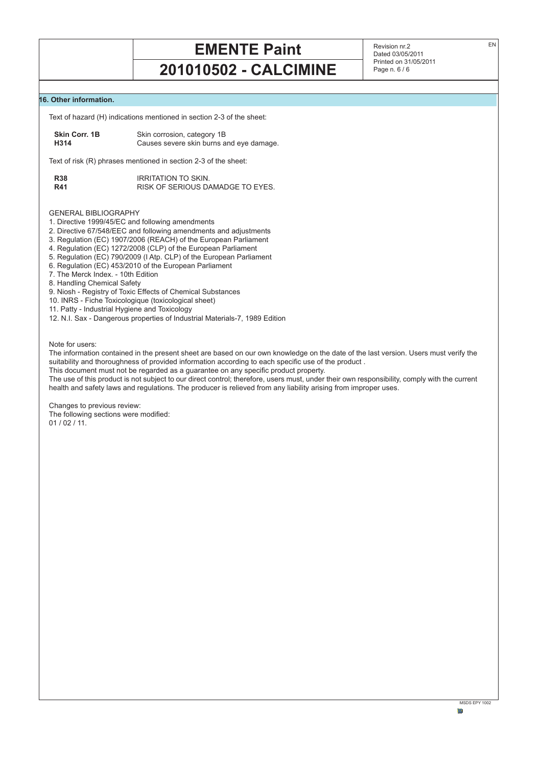## 16. Other information.

Text of hazard (H) indications mentioned in section 2-3 of the sheet:

| | |
|---|---|
| **Skin Corr. 1B** | Skin corrosion, category 1B |
| **H314** | Causes severe skin burns and eye damage. |

Text of risk (R) phrases mentioned in section 2-3 of the sheet:

| | |
|---|---|
| **R38** | IRRITATION TO SKIN. |
| **R41** | RISK OF SERIOUS DAMADGE TO EYES. |

GENERAL BIBLIOGRAPHY

1. Directive 1999/45/EC and following amendments
2. Directive 67/548/EEC and following amendments and adjustments
3. Regulation (EC) 1907/2006 (REACH) of the European Parliament
4. Regulation (EC) 1272/2008 (CLP) of the European Parliament
5. Regulation (EC) 790/2009 (I Atp. CLP) of the European Parliament
6. Regulation (EC) 453/2010 of the European Parliament
7. The Merck Index. - 10th Edition
8. Handling Chemical Safety
9. Niosh - Registry of Toxic Effects of Chemical Substances
10. INRS - Fiche Toxicologique (toxicological sheet)
11. Patty - Industrial Hygiene and Toxicology
12. N.I. Sax - Dangerous properties of Industrial Materials-7, 1989 Edition

Note for users:

The information contained in the present sheet are based on our own knowledge on the date of the last version. Users must verify the suitability and thoroughness of provided information according to each specific use of the product .

This document must not be regarded as a guarantee on any specific product property.

The use of this product is not subject to our direct control; therefore, users must, under their own responsibility, comply with the current health and safety laws and regulations. The producer is relieved from any liability arising from improper uses.

Changes to previous review:

The following sections were modified:

01 / 02 / 11.